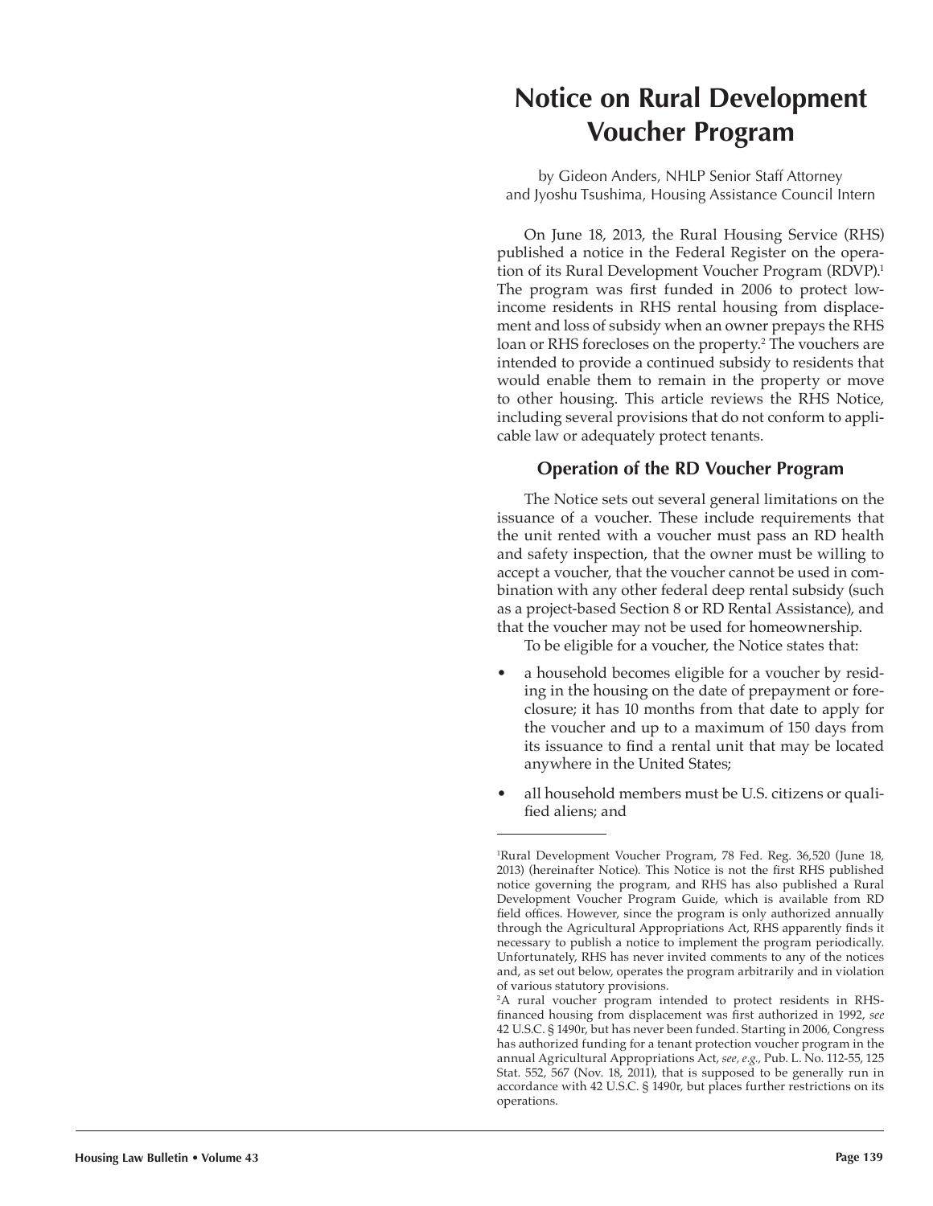# Notice on Rural Development Voucher Program

by Gideon Anders, NHLP Senior Staff Attorney
and Jyoshu Tsushima, Housing Assistance Council Intern

On June 18, 2013, the Rural Housing Service (RHS) published a notice in the Federal Register on the operation of its Rural Development Voucher Program (RDVP).[1] The program was first funded in 2006 to protect low-income residents in RHS rental housing from displacement and loss of subsidy when an owner prepays the RHS loan or RHS forecloses on the property.[2] The vouchers are intended to provide a continued subsidy to residents that would enable them to remain in the property or move to other housing. This article reviews the RHS Notice, including several provisions that do not conform to applicable law or adequately protect tenants.

## Operation of the RD Voucher Program

The Notice sets out several general limitations on the issuance of a voucher. These include requirements that the unit rented with a voucher must pass an RD health and safety inspection, that the owner must be willing to accept a voucher, that the voucher cannot be used in combination with any other federal deep rental subsidy (such as a project-based Section 8 or RD Rental Assistance), and that the voucher may not be used for homeownership.

To be eligible for a voucher, the Notice states that:

- a household becomes eligible for a voucher by residing in the housing on the date of prepayment or foreclosure; it has 10 months from that date to apply for the voucher and up to a maximum of 150 days from its issuance to find a rental unit that may be located anywhere in the United States;
- all household members must be U.S. citizens or qualified aliens; and

---

[1] Rural Development Voucher Program, 78 Fed. Reg. 36,520 (June 18, 2013) (hereinafter Notice). This Notice is not the first RHS published notice governing the program, and RHS has also published a Rural Development Voucher Program Guide, which is available from RD field offices. However, since the program is only authorized annually through the Agricultural Appropriations Act, RHS apparently finds it necessary to publish a notice to implement the program periodically. Unfortunately, RHS has never invited comments to any of the notices and, as set out below, operates the program arbitrarily and in violation of various statutory provisions.

[2] A rural voucher program intended to protect residents in RHS-financed housing from displacement was first authorized in 1992, *see* 42 U.S.C. § 1490r, but has never been funded. Starting in 2006, Congress has authorized funding for a tenant protection voucher program in the annual Agricultural Appropriations Act, *see, e.g.,* Pub. L. No. 112-55, 125 Stat. 552, 567 (Nov. 18, 2011), that is supposed to be generally run in accordance with 42 U.S.C. § 1490r, but places further restrictions on its operations.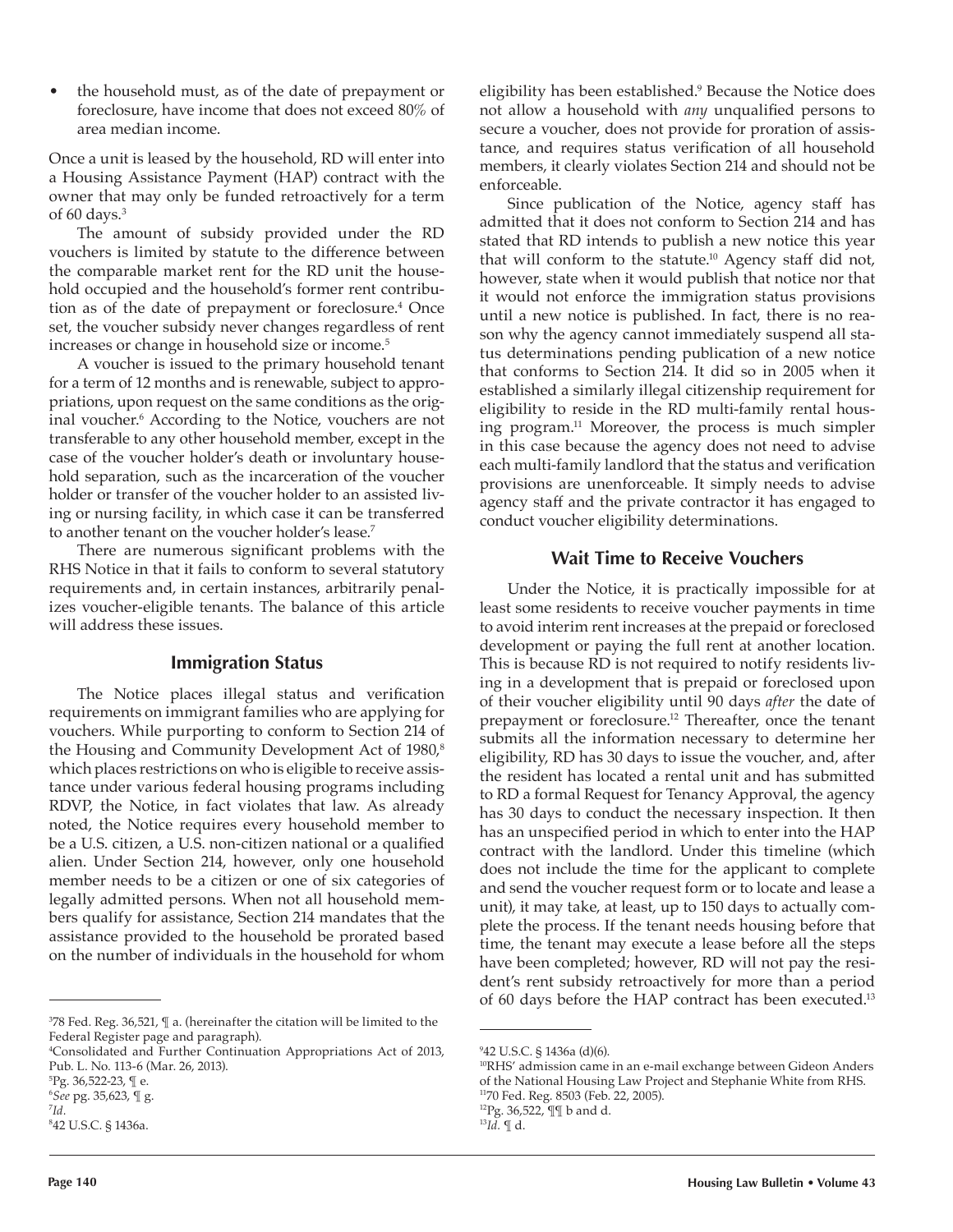- the household must, as of the date of prepayment or foreclosure, have income that does not exceed 80% of area median income.

Once a unit is leased by the household, RD will enter into a Housing Assistance Payment (HAP) contract with the owner that may only be funded retroactively for a term of 60 days.[3]

The amount of subsidy provided under the RD vouchers is limited by statute to the difference between the comparable market rent for the RD unit the household occupied and the household's former rent contribution as of the date of prepayment or foreclosure.[4] Once set, the voucher subsidy never changes regardless of rent increases or change in household size or income.[5]

A voucher is issued to the primary household tenant for a term of 12 months and is renewable, subject to appropriations, upon request on the same conditions as the original voucher.[6] According to the Notice, vouchers are not transferable to any other household member, except in the case of the voucher holder's death or involuntary household separation, such as the incarceration of the voucher holder or transfer of the voucher holder to an assisted living or nursing facility, in which case it can be transferred to another tenant on the voucher holder's lease.[7]

There are numerous significant problems with the RHS Notice in that it fails to conform to several statutory requirements and, in certain instances, arbitrarily penalizes voucher-eligible tenants. The balance of this article will address these issues.

## Immigration Status

The Notice places illegal status and verification requirements on immigrant families who are applying for vouchers. While purporting to conform to Section 214 of the Housing and Community Development Act of 1980,[8] which places restrictions on who is eligible to receive assistance under various federal housing programs including RDVP, the Notice, in fact violates that law. As already noted, the Notice requires every household member to be a U.S. citizen, a U.S. non-citizen national or a qualified alien. Under Section 214, however, only one household member needs to be a citizen or one of six categories of legally admitted persons. When not all household members qualify for assistance, Section 214 mandates that the assistance provided to the household be prorated based on the number of individuals in the household for whom eligibility has been established.[9] Because the Notice does not allow a household with *any* unqualified persons to secure a voucher, does not provide for proration of assistance, and requires status verification of all household members, it clearly violates Section 214 and should not be enforceable.

Since publication of the Notice, agency staff has admitted that it does not conform to Section 214 and has stated that RD intends to publish a new notice this year that will conform to the statute.[10] Agency staff did not, however, state when it would publish that notice nor that it would not enforce the immigration status provisions until a new notice is published. In fact, there is no reason why the agency cannot immediately suspend all status determinations pending publication of a new notice that conforms to Section 214. It did so in 2005 when it established a similarly illegal citizenship requirement for eligibility to reside in the RD multi-family rental housing program.[11] Moreover, the process is much simpler in this case because the agency does not need to advise each multi-family landlord that the status and verification provisions are unenforceable. It simply needs to advise agency staff and the private contractor it has engaged to conduct voucher eligibility determinations.

## Wait Time to Receive Vouchers

Under the Notice, it is practically impossible for at least some residents to receive voucher payments in time to avoid interim rent increases at the prepaid or foreclosed development or paying the full rent at another location. This is because RD is not required to notify residents living in a development that is prepaid or foreclosed upon of their voucher eligibility until 90 days *after* the date of prepayment or foreclosure.[12] Thereafter, once the tenant submits all the information necessary to determine her eligibility, RD has 30 days to issue the voucher, and, after the resident has located a rental unit and has submitted to RD a formal Request for Tenancy Approval, the agency has 30 days to conduct the necessary inspection. It then has an unspecified period in which to enter into the HAP contract with the landlord. Under this timeline (which does not include the time for the applicant to complete and send the voucher request form or to locate and lease a unit), it may take, at least, up to 150 days to actually complete the process. If the tenant needs housing before that time, the tenant may execute a lease before all the steps have been completed; however, RD will not pay the resident's rent subsidy retroactively for more than a period of 60 days before the HAP contract has been executed.[13]

---

[3] 78 Fed. Reg. 36,521, ¶ a. (hereinafter the citation will be limited to the Federal Register page and paragraph).

[4] Consolidated and Further Continuation Appropriations Act of 2013, Pub. L. No. 113-6 (Mar. 26, 2013).

[5] Pg. 36,522-23, ¶ e.

[6] *See* pg. 35,623, ¶ g.

[7] *Id.*

[8] 42 U.S.C. § 1436a.

[9] 42 U.S.C. § 1436a (d)(6).

[10] RHS' admission came in an e-mail exchange between Gideon Anders of the National Housing Law Project and Stephanie White from RHS.

[11] 70 Fed. Reg. 8503 (Feb. 22, 2005).

[12] Pg. 36,522, ¶¶ b and d.

[13] *Id.* ¶ d.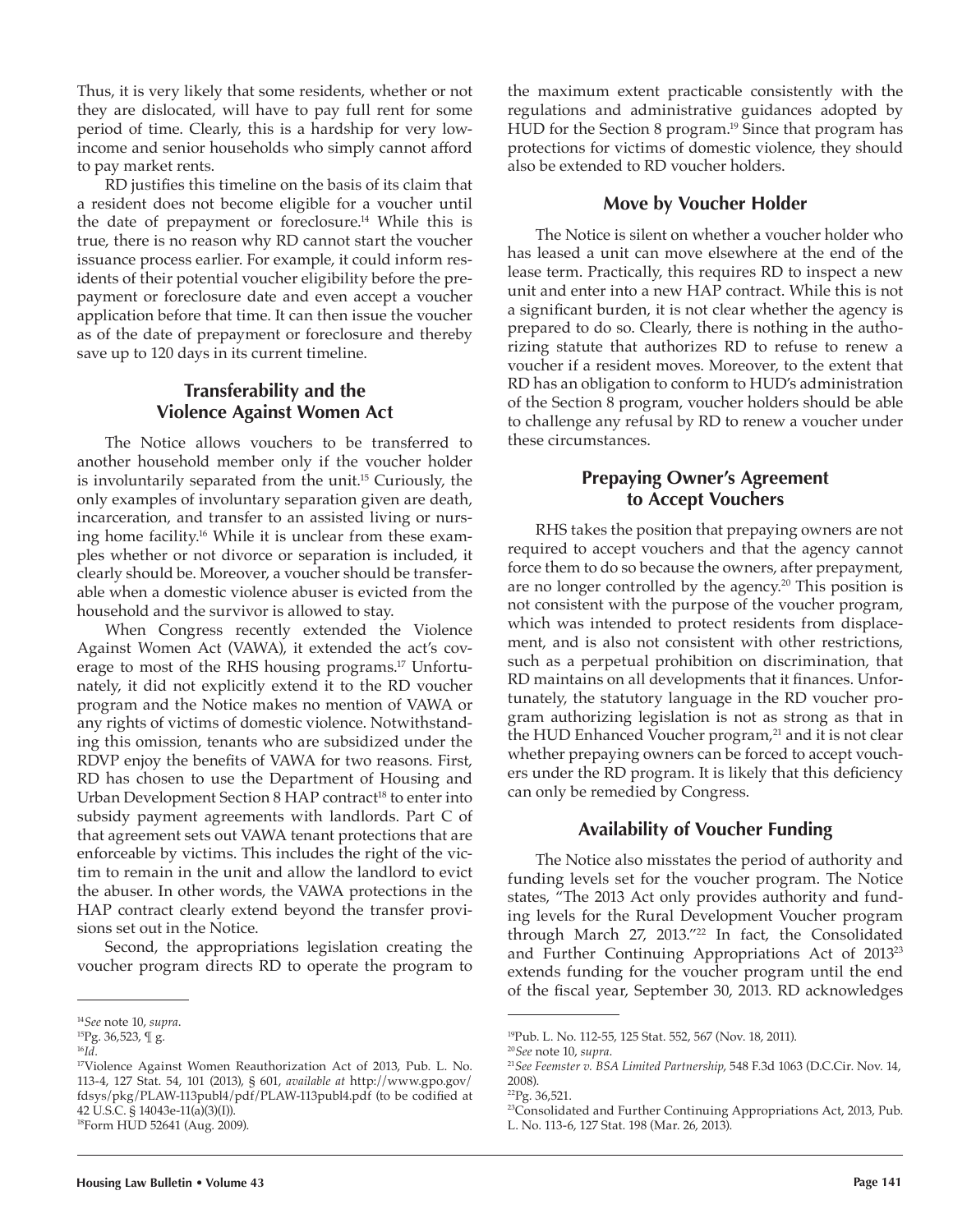Thus, it is very likely that some residents, whether or not they are dislocated, will have to pay full rent for some period of time. Clearly, this is a hardship for very low-income and senior households who simply cannot afford to pay market rents.

RD justifies this timeline on the basis of its claim that a resident does not become eligible for a voucher until the date of prepayment or foreclosure.[14] While this is true, there is no reason why RD cannot start the voucher issuance process earlier. For example, it could inform residents of their potential voucher eligibility before the prepayment or foreclosure date and even accept a voucher application before that time. It can then issue the voucher as of the date of prepayment or foreclosure and thereby save up to 120 days in its current timeline.

## Transferability and the Violence Against Women Act

The Notice allows vouchers to be transferred to another household member only if the voucher holder is involuntarily separated from the unit.[15] Curiously, the only examples of involuntary separation given are death, incarceration, and transfer to an assisted living or nursing home facility.[16] While it is unclear from these examples whether or not divorce or separation is included, it clearly should be. Moreover, a voucher should be transferable when a domestic violence abuser is evicted from the household and the survivor is allowed to stay.

When Congress recently extended the Violence Against Women Act (VAWA), it extended the act's coverage to most of the RHS housing programs.[17] Unfortunately, it did not explicitly extend it to the RD voucher program and the Notice makes no mention of VAWA or any rights of victims of domestic violence. Notwithstanding this omission, tenants who are subsidized under the RDVP enjoy the benefits of VAWA for two reasons. First, RD has chosen to use the Department of Housing and Urban Development Section 8 HAP contract[18] to enter into subsidy payment agreements with landlords. Part C of that agreement sets out VAWA tenant protections that are enforceable by victims. This includes the right of the victim to remain in the unit and allow the landlord to evict the abuser. In other words, the VAWA protections in the HAP contract clearly extend beyond the transfer provisions set out in the Notice.

Second, the appropriations legislation creating the voucher program directs RD to operate the program to the maximum extent practicable consistently with the regulations and administrative guidances adopted by HUD for the Section 8 program.[19] Since that program has protections for victims of domestic violence, they should also be extended to RD voucher holders.

## Move by Voucher Holder

The Notice is silent on whether a voucher holder who has leased a unit can move elsewhere at the end of the lease term. Practically, this requires RD to inspect a new unit and enter into a new HAP contract. While this is not a significant burden, it is not clear whether the agency is prepared to do so. Clearly, there is nothing in the authorizing statute that authorizes RD to refuse to renew a voucher if a resident moves. Moreover, to the extent that RD has an obligation to conform to HUD's administration of the Section 8 program, voucher holders should be able to challenge any refusal by RD to renew a voucher under these circumstances.

## Prepaying Owner's Agreement to Accept Vouchers

RHS takes the position that prepaying owners are not required to accept vouchers and that the agency cannot force them to do so because the owners, after prepayment, are no longer controlled by the agency.[20] This position is not consistent with the purpose of the voucher program, which was intended to protect residents from displacement, and is also not consistent with other restrictions, such as a perpetual prohibition on discrimination, that RD maintains on all developments that it finances. Unfortunately, the statutory language in the RD voucher program authorizing legislation is not as strong as that in the HUD Enhanced Voucher program,[21] and it is not clear whether prepaying owners can be forced to accept vouchers under the RD program. It is likely that this deficiency can only be remedied by Congress.

## Availability of Voucher Funding

The Notice also misstates the period of authority and funding levels set for the voucher program. The Notice states, "The 2013 Act only provides authority and funding levels for the Rural Development Voucher program through March 27, 2013."[22] In fact, the Consolidated and Further Continuing Appropriations Act of 2013[23] extends funding for the voucher program until the end of the fiscal year, September 30, 2013. RD acknowledges

---

[14] *See* note 10, *supra*.

[15] Pg. 36,523, ¶ g.

[16] *Id*.

[17] Violence Against Women Reauthorization Act of 2013, Pub. L. No. 113-4, 127 Stat. 54, 101 (2013), § 601, *available at* http://www.gpo.gov/fdsys/pkg/PLAW-113publ4/pdf/PLAW-113publ4.pdf (to be codified at 42 U.S.C. § 14043e-11(a)(3)(I)).

[18] Form HUD 52641 (Aug. 2009).

[19] Pub. L. No. 112-55, 125 Stat. 552, 567 (Nov. 18, 2011).

[20] *See* note 10, *supra*.

[21] *See Feemster v. BSA Limited Partnership*, 548 F.3d 1063 (D.C.Cir. Nov. 14, 2008).

[22] Pg. 36,521.

[23] Consolidated and Further Continuing Appropriations Act, 2013, Pub. L. No. 113-6, 127 Stat. 198 (Mar. 26, 2013).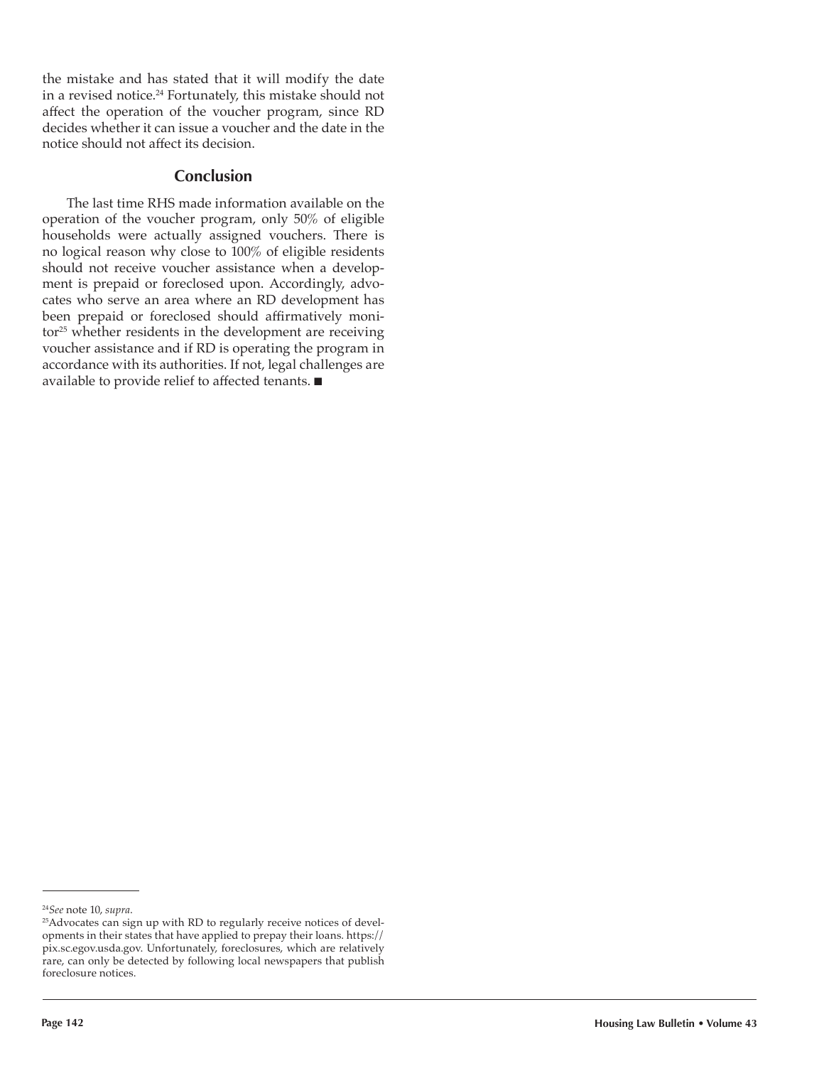the mistake and has stated that it will modify the date in a revised notice.[24] Fortunately, this mistake should not affect the operation of the voucher program, since RD decides whether it can issue a voucher and the date in the notice should not affect its decision.

## Conclusion

The last time RHS made information available on the operation of the voucher program, only 50% of eligible households were actually assigned vouchers. There is no logical reason why close to 100% of eligible residents should not receive voucher assistance when a development is prepaid or foreclosed upon. Accordingly, advocates who serve an area where an RD development has been prepaid or foreclosed should affirmatively monitor[25] whether residents in the development are receiving voucher assistance and if RD is operating the program in accordance with its authorities. If not, legal challenges are available to provide relief to affected tenants. ■

---

[24]*See* note 10, *supra*.

[25]Advocates can sign up with RD to regularly receive notices of developments in their states that have applied to prepay their loans. https://pix.sc.egov.usda.gov. Unfortunately, foreclosures, which are relatively rare, can only be detected by following local newspapers that publish foreclosure notices.